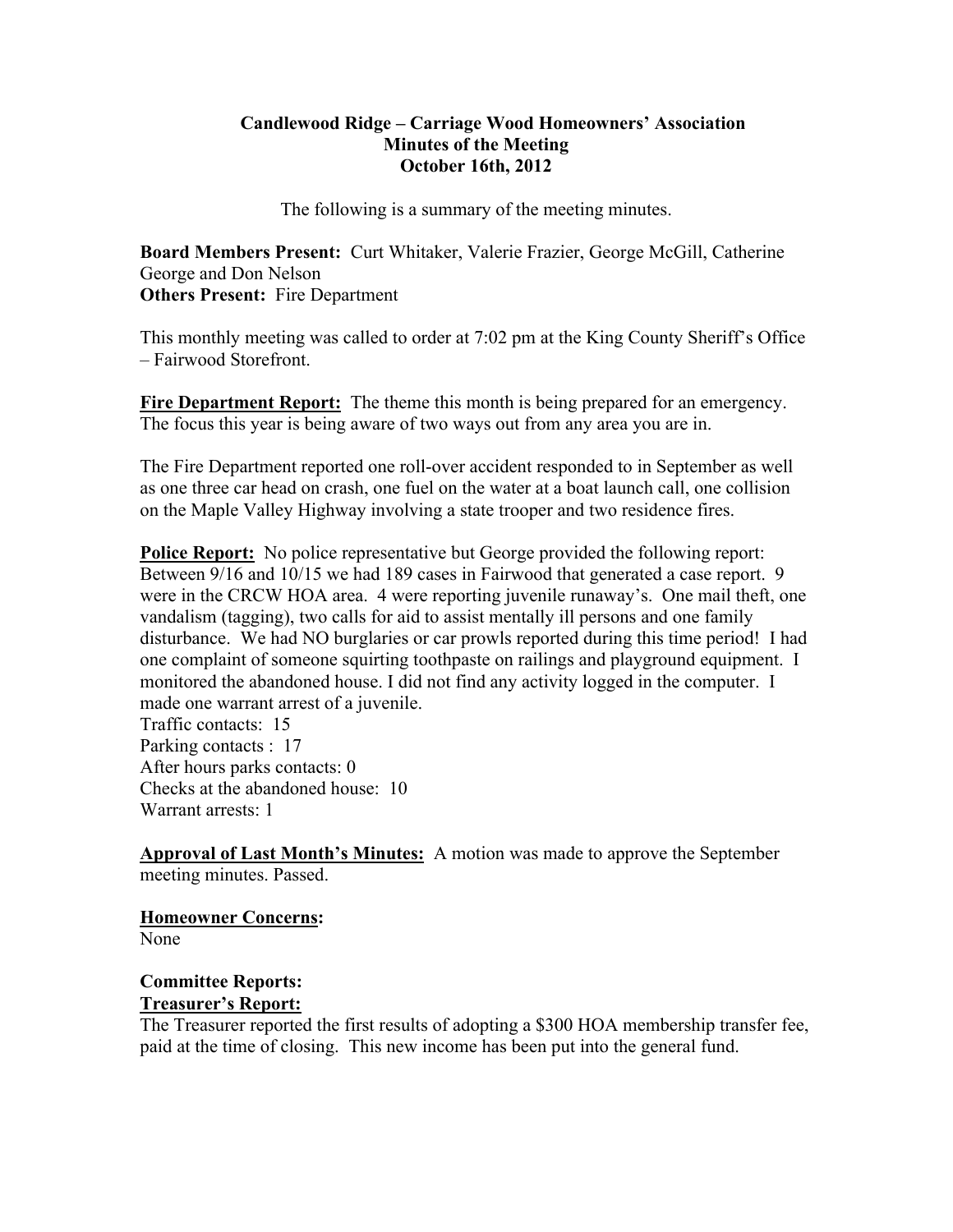**Candlewood Ridge – Carriage Wood Homeowners' Association**
**Minutes of the Meeting**
**October 16th, 2012**

The following is a summary of the meeting minutes.

**Board Members Present:** Curt Whitaker, Valerie Frazier, George McGill, Catherine George and Don Nelson
**Others Present:** Fire Department

This monthly meeting was called to order at 7:02 pm at the King County Sheriff's Office – Fairwood Storefront.

**Fire Department Report:** The theme this month is being prepared for an emergency. The focus this year is being aware of two ways out from any area you are in.

The Fire Department reported one roll-over accident responded to in September as well as one three car head on crash, one fuel on the water at a boat launch call, one collision on the Maple Valley Highway involving a state trooper and two residence fires.

**Police Report:** No police representative but George provided the following report: Between 9/16 and 10/15 we had 189 cases in Fairwood that generated a case report. 9 were in the CRCW HOA area. 4 were reporting juvenile runaway's. One mail theft, one vandalism (tagging), two calls for aid to assist mentally ill persons and one family disturbance. We had NO burglaries or car prowls reported during this time period! I had one complaint of someone squirting toothpaste on railings and playground equipment. I monitored the abandoned house. I did not find any activity logged in the computer. I made one warrant arrest of a juvenile.
Traffic contacts: 15
Parking contacts : 17
After hours parks contacts: 0
Checks at the abandoned house: 10
Warrant arrests: 1

**Approval of Last Month's Minutes:** A motion was made to approve the September meeting minutes. Passed.

**Homeowner Concerns:**
None

**Committee Reports:**
**Treasurer's Report:**
The Treasurer reported the first results of adopting a $300 HOA membership transfer fee, paid at the time of closing. This new income has been put into the general fund.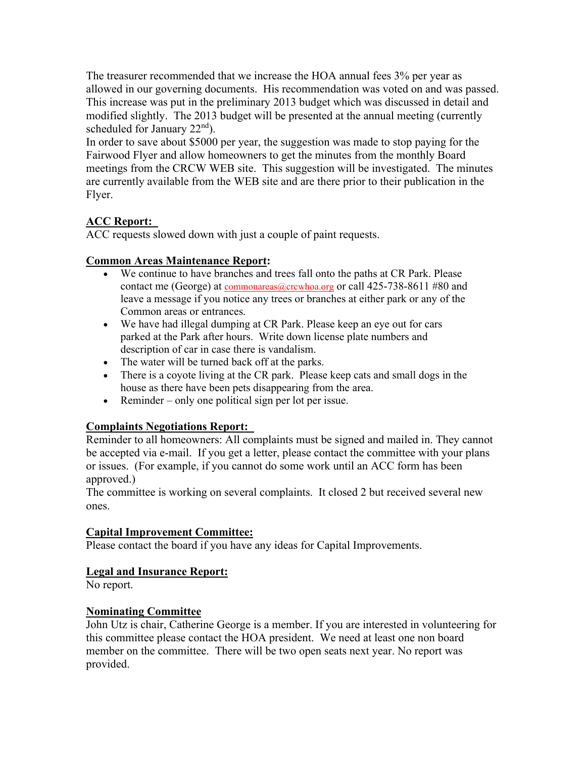The treasurer recommended that we increase the HOA annual fees 3% per year as allowed in our governing documents. His recommendation was voted on and was passed. This increase was put in the preliminary 2013 budget which was discussed in detail and modified slightly. The 2013 budget will be presented at the annual meeting (currently scheduled for January 22nd).
In order to save about $5000 per year, the suggestion was made to stop paying for the Fairwood Flyer and allow homeowners to get the minutes from the monthly Board meetings from the CRCW WEB site. This suggestion will be investigated. The minutes are currently available from the WEB site and are there prior to their publication in the Flyer.

**ACC Report:**
ACC requests slowed down with just a couple of paint requests.

**Common Areas Maintenance Report:**

- We continue to have branches and trees fall onto the paths at CR Park. Please contact me (George) at commonareas@crcwhoa.org or call 425-738-8611 #80 and leave a message if you notice any trees or branches at either park or any of the Common areas or entrances.
- We have had illegal dumping at CR Park. Please keep an eye out for cars parked at the Park after hours. Write down license plate numbers and description of car in case there is vandalism.
- The water will be turned back off at the parks.
- There is a coyote living at the CR park. Please keep cats and small dogs in the house as there have been pets disappearing from the area.
- Reminder – only one political sign per lot per issue.

**Complaints Negotiations Report:**
Reminder to all homeowners: All complaints must be signed and mailed in. They cannot be accepted via e-mail. If you get a letter, please contact the committee with your plans or issues. (For example, if you cannot do some work until an ACC form has been approved.)
The committee is working on several complaints. It closed 2 but received several new ones.

**Capital Improvement Committee:**
Please contact the board if you have any ideas for Capital Improvements.

**Legal and Insurance Report:**
No report.

**Nominating Committee**
John Utz is chair, Catherine George is a member. If you are interested in volunteering for this committee please contact the HOA president. We need at least one non board member on the committee. There will be two open seats next year. No report was provided.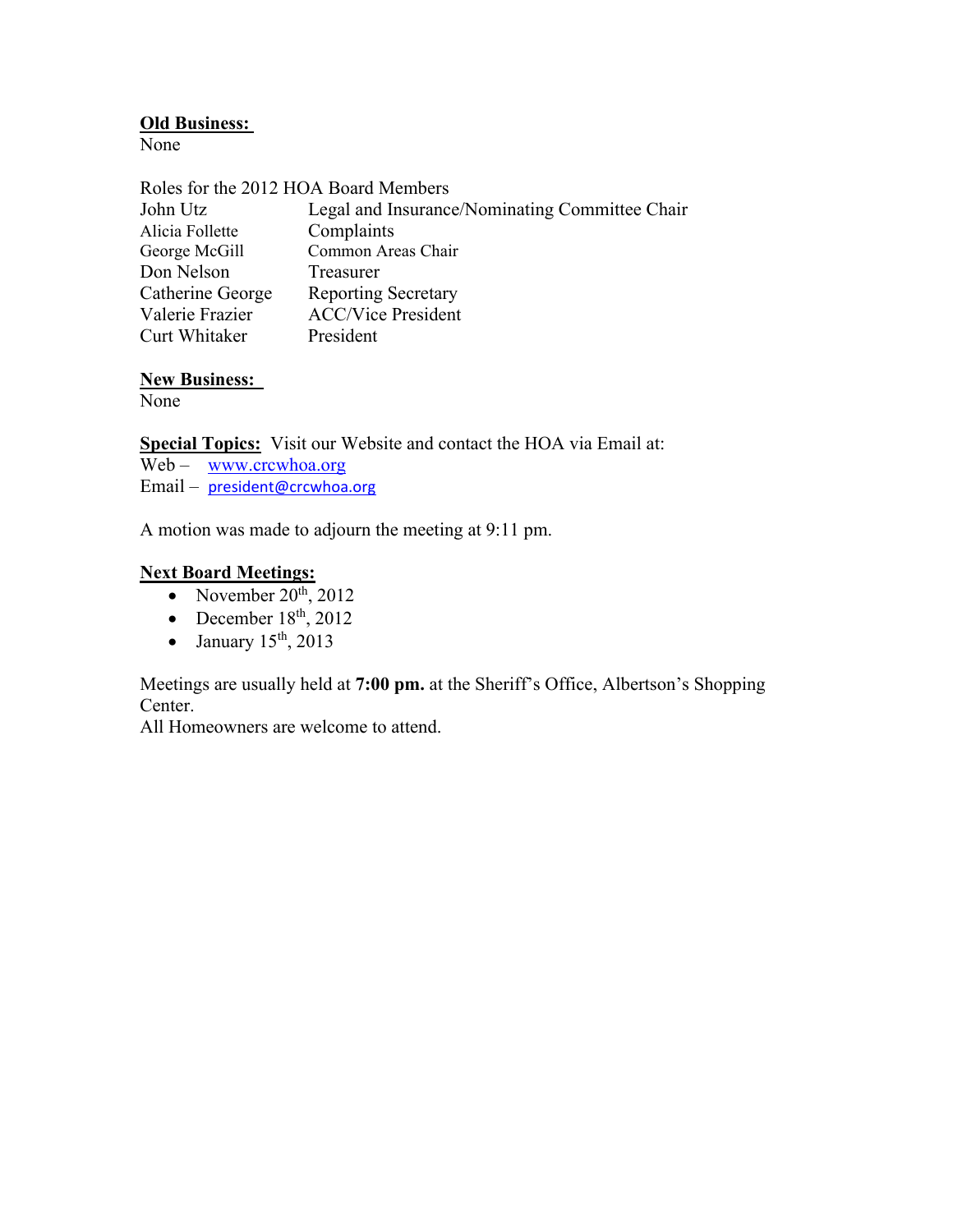**Old Business:**
None

Roles for the 2012 HOA Board Members

| | |
|---|---|
| John Utz | Legal and Insurance/Nominating Committee Chair |
| Alicia Follette | Complaints |
| George McGill | Common Areas Chair |
| Don Nelson | Treasurer |
| Catherine George | Reporting Secretary |
| Valerie Frazier | ACC/Vice President |
| Curt Whitaker | President |

**New Business:**
None

**Special Topics:** Visit our Website and contact the HOA via Email at:
Web – www.crcwhoa.org
Email – president@crcwhoa.org

A motion was made to adjourn the meeting at 9:11 pm.

**Next Board Meetings:**

- November 20th, 2012
- December 18th, 2012
- January 15th, 2013

Meetings are usually held at **7:00 pm.** at the Sheriff's Office, Albertson's Shopping Center.
All Homeowners are welcome to attend.